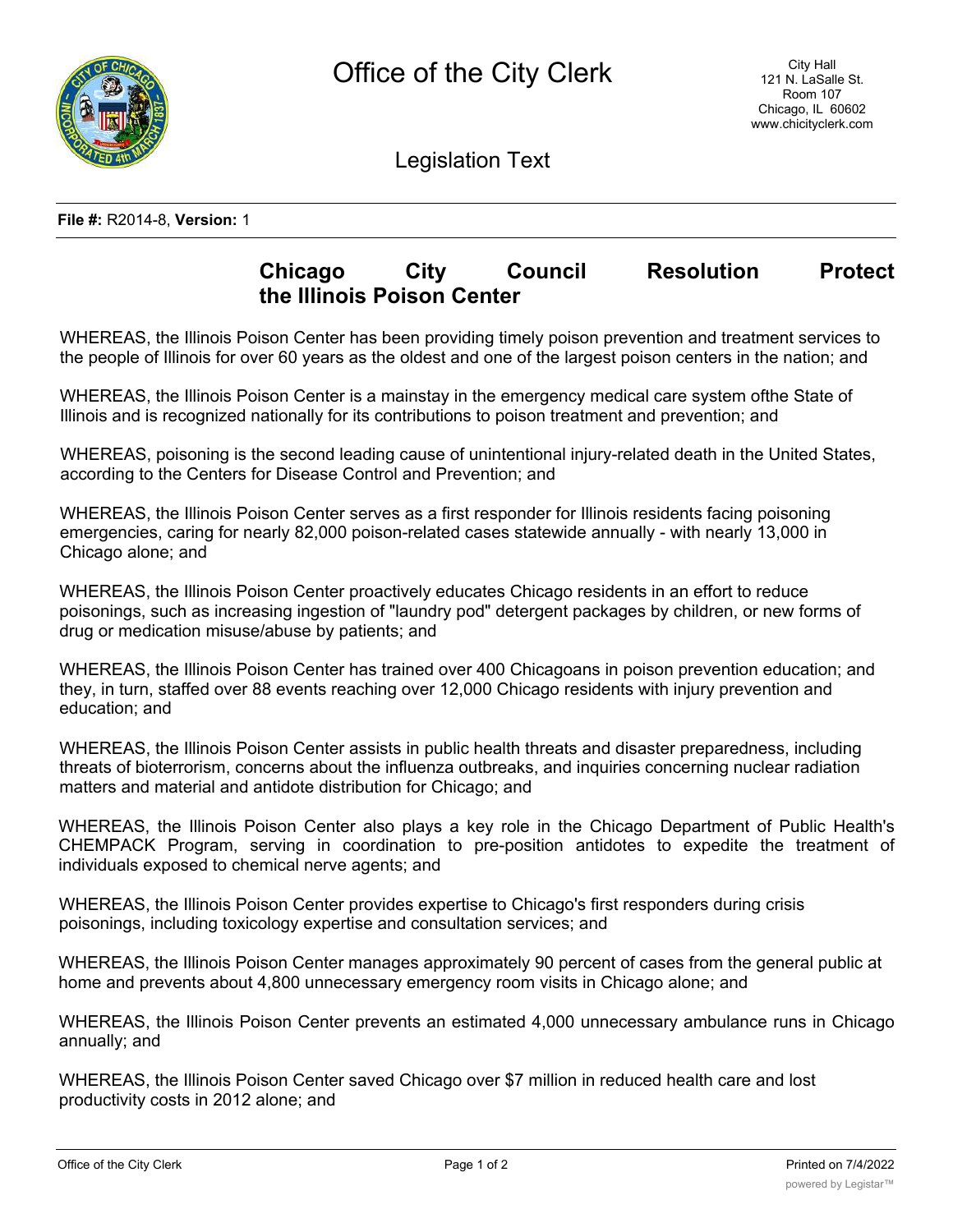# Office of the City Clerk

City Hall
121 N. LaSalle St.
Room 107
Chicago, IL 60602
www.chicityclerk.com

## Legislation Text

**File #:** R2014-8, **Version:** 1

## Chicago City Council Resolution Protect the Illinois Poison Center

WHEREAS, the Illinois Poison Center has been providing timely poison prevention and treatment services to the people of Illinois for over 60 years as the oldest and one of the largest poison centers in the nation; and

WHEREAS, the Illinois Poison Center is a mainstay in the emergency medical care system ofthe State of Illinois and is recognized nationally for its contributions to poison treatment and prevention; and

WHEREAS, poisoning is the second leading cause of unintentional injury-related death in the United States, according to the Centers for Disease Control and Prevention; and

WHEREAS, the Illinois Poison Center serves as a first responder for Illinois residents facing poisoning emergencies, caring for nearly 82,000 poison-related cases statewide annually - with nearly 13,000 in Chicago alone; and

WHEREAS, the Illinois Poison Center proactively educates Chicago residents in an effort to reduce poisonings, such as increasing ingestion of "laundry pod" detergent packages by children, or new forms of drug or medication misuse/abuse by patients; and

WHEREAS, the Illinois Poison Center has trained over 400 Chicagoans in poison prevention education; and they, in turn, staffed over 88 events reaching over 12,000 Chicago residents with injury prevention and education; and

WHEREAS, the Illinois Poison Center assists in public health threats and disaster preparedness, including threats of bioterrorism, concerns about the influenza outbreaks, and inquiries concerning nuclear radiation matters and material and antidote distribution for Chicago; and

WHEREAS, the Illinois Poison Center also plays a key role in the Chicago Department of Public Health's CHEMPACK Program, serving in coordination to pre-position antidotes to expedite the treatment of individuals exposed to chemical nerve agents; and

WHEREAS, the Illinois Poison Center provides expertise to Chicago's first responders during crisis poisonings, including toxicology expertise and consultation services; and

WHEREAS, the Illinois Poison Center manages approximately 90 percent of cases from the general public at home and prevents about 4,800 unnecessary emergency room visits in Chicago alone; and

WHEREAS, the Illinois Poison Center prevents an estimated 4,000 unnecessary ambulance runs in Chicago annually; and

WHEREAS, the Illinois Poison Center saved Chicago over $7 million in reduced health care and lost productivity costs in 2012 alone; and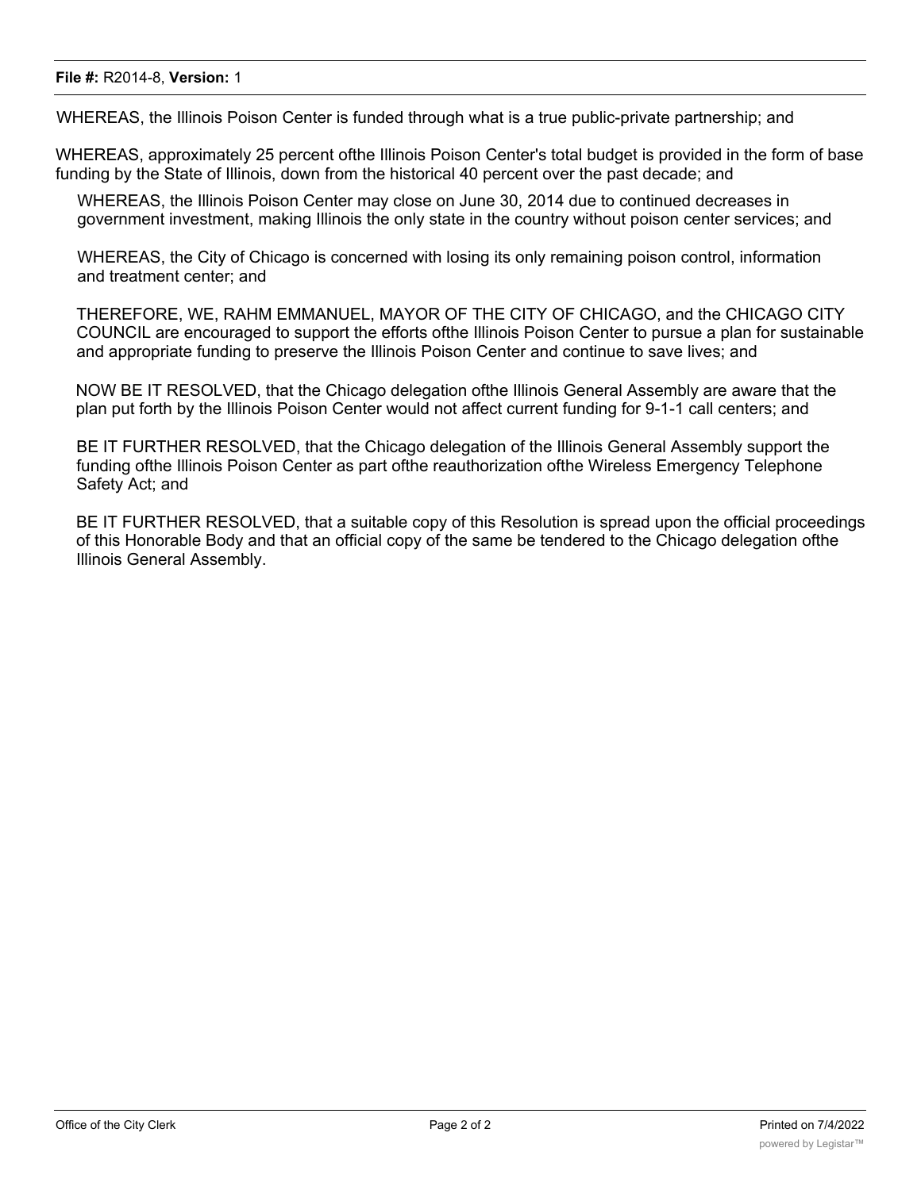WHEREAS, the Illinois Poison Center is funded through what is a true public-private partnership; and

WHEREAS, approximately 25 percent ofthe Illinois Poison Center's total budget is provided in the form of base funding by the State of Illinois, down from the historical 40 percent over the past decade; and

WHEREAS, the Illinois Poison Center may close on June 30, 2014 due to continued decreases in government investment, making Illinois the only state in the country without poison center services; and

WHEREAS, the City of Chicago is concerned with losing its only remaining poison control, information and treatment center; and

THEREFORE, WE, RAHM EMMANUEL, MAYOR OF THE CITY OF CHICAGO, and the CHICAGO CITY COUNCIL are encouraged to support the efforts ofthe Illinois Poison Center to pursue a plan for sustainable and appropriate funding to preserve the Illinois Poison Center and continue to save lives; and

NOW BE IT RESOLVED, that the Chicago delegation ofthe Illinois General Assembly are aware that the plan put forth by the Illinois Poison Center would not affect current funding for 9-1-1 call centers; and

BE IT FURTHER RESOLVED, that the Chicago delegation of the Illinois General Assembly support the funding ofthe Illinois Poison Center as part ofthe reauthorization ofthe Wireless Emergency Telephone Safety Act; and

BE IT FURTHER RESOLVED, that a suitable copy of this Resolution is spread upon the official proceedings of this Honorable Body and that an official copy of the same be tendered to the Chicago delegation ofthe Illinois General Assembly.